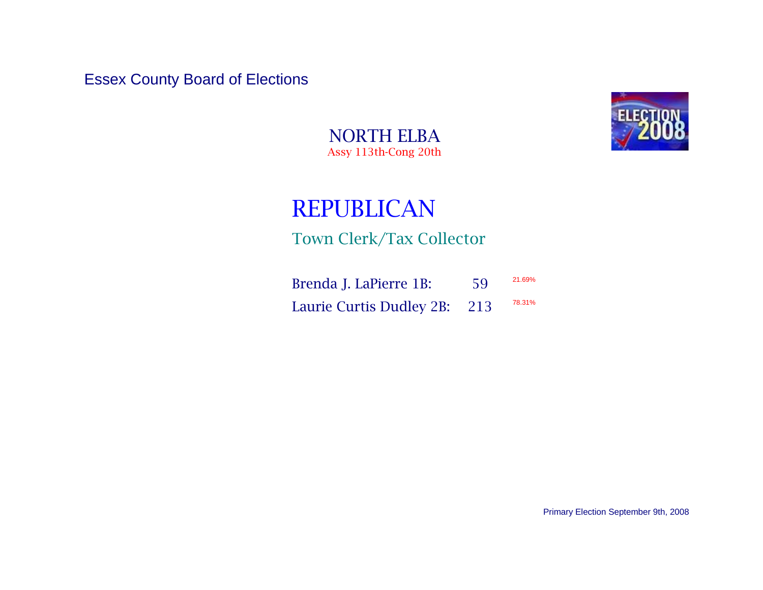Essex County Board of Elections

## NORTH ELBA

Assy 113th-Cong 20th

# REPUBLICAN

## Town Clerk/Tax Collector

| Candidate | Votes | Percent |
| --- | --- | --- |
| Brenda J. LaPierre 1B: | 59 | 21.69% |
| Laurie Curtis Dudley 2B: | 213 | 78.31% |

Primary Election September 9th, 2008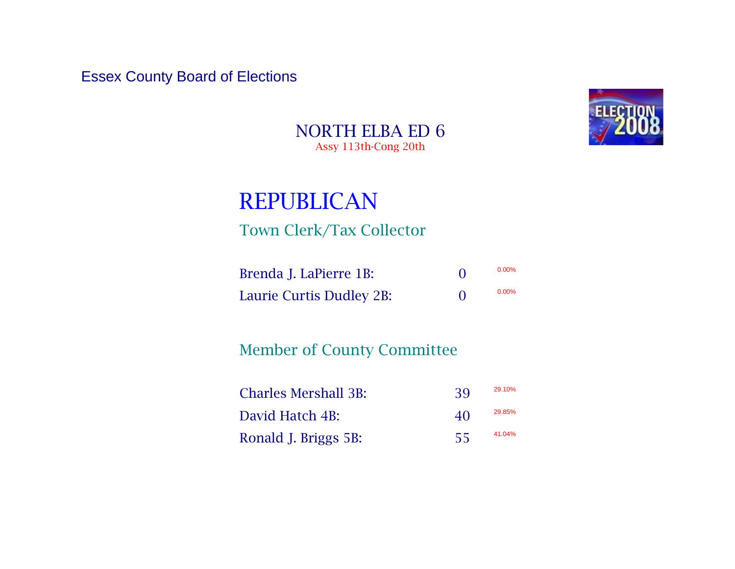Essex County Board of Elections

# NORTH ELBA ED 6

Assy 113th-Cong 20th

## REPUBLICAN

### Town Clerk/Tax Collector

| Candidate | Votes | Percent |
|---|---|---|
| Brenda J. LaPierre 1B: | 0 | 0.00% |
| Laurie Curtis Dudley 2B: | 0 | 0.00% |

### Member of County Committee

| Candidate | Votes | Percent |
|---|---|---|
| Charles Mershall 3B: | 39 | 29.10% |
| David Hatch 4B: | 40 | 29.85% |
| Ronald J. Briggs 5B: | 55 | 41.04% |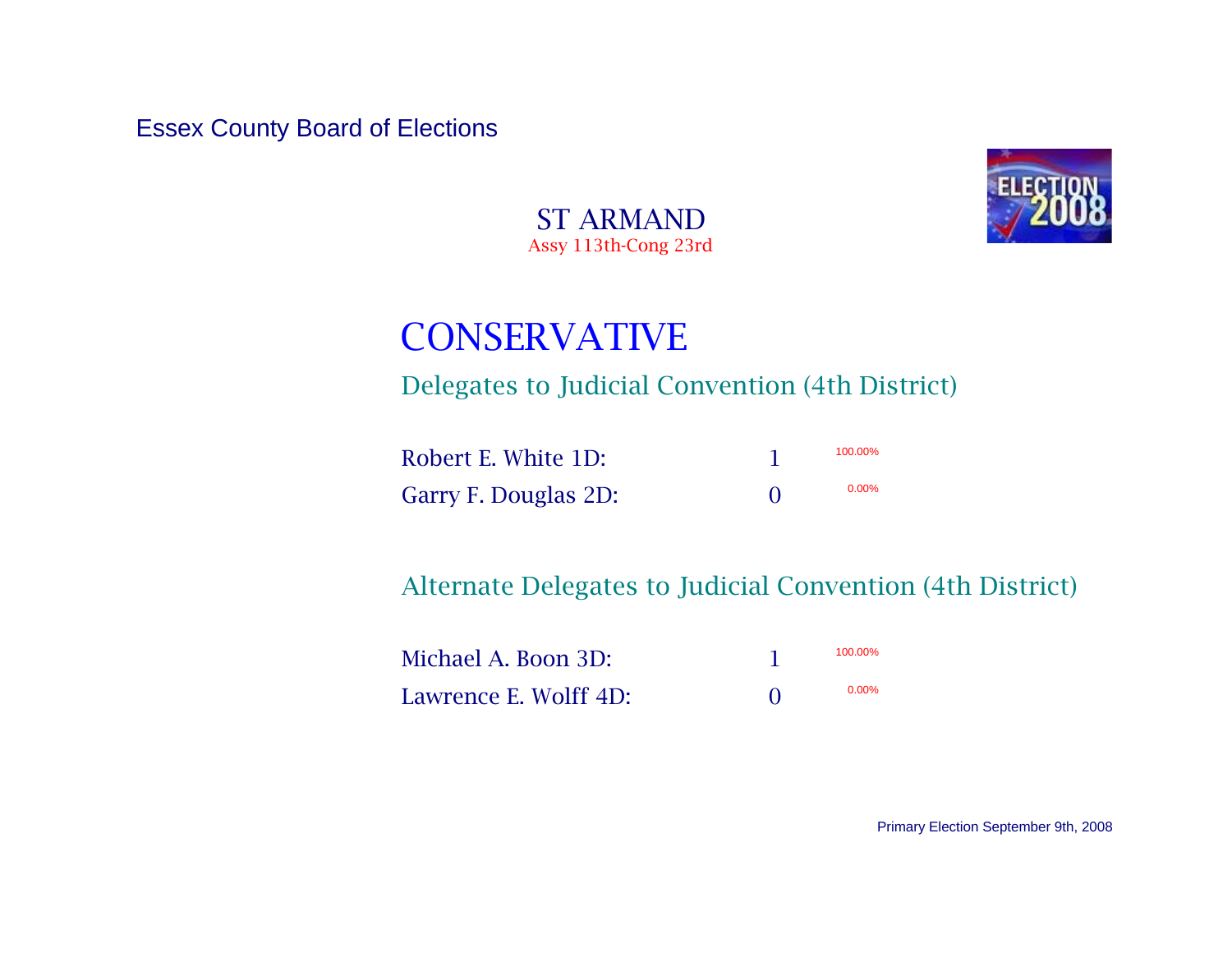Essex County Board of Elections

ST ARMAND
Assy 113th-Cong 23rd

# CONSERVATIVE

## Delegates to Judicial Convention (4th District)

| Candidate | Votes | Percent |
|---|---|---|
| Robert E. White 1D: | 1 | 100.00% |
| Garry F. Douglas 2D: | 0 | 0.00% |

## Alternate Delegates to Judicial Convention (4th District)

| Candidate | Votes | Percent |
|---|---|---|
| Michael A. Boon 3D: | 1 | 100.00% |
| Lawrence E. Wolff 4D: | 0 | 0.00% |

Primary Election September 9th, 2008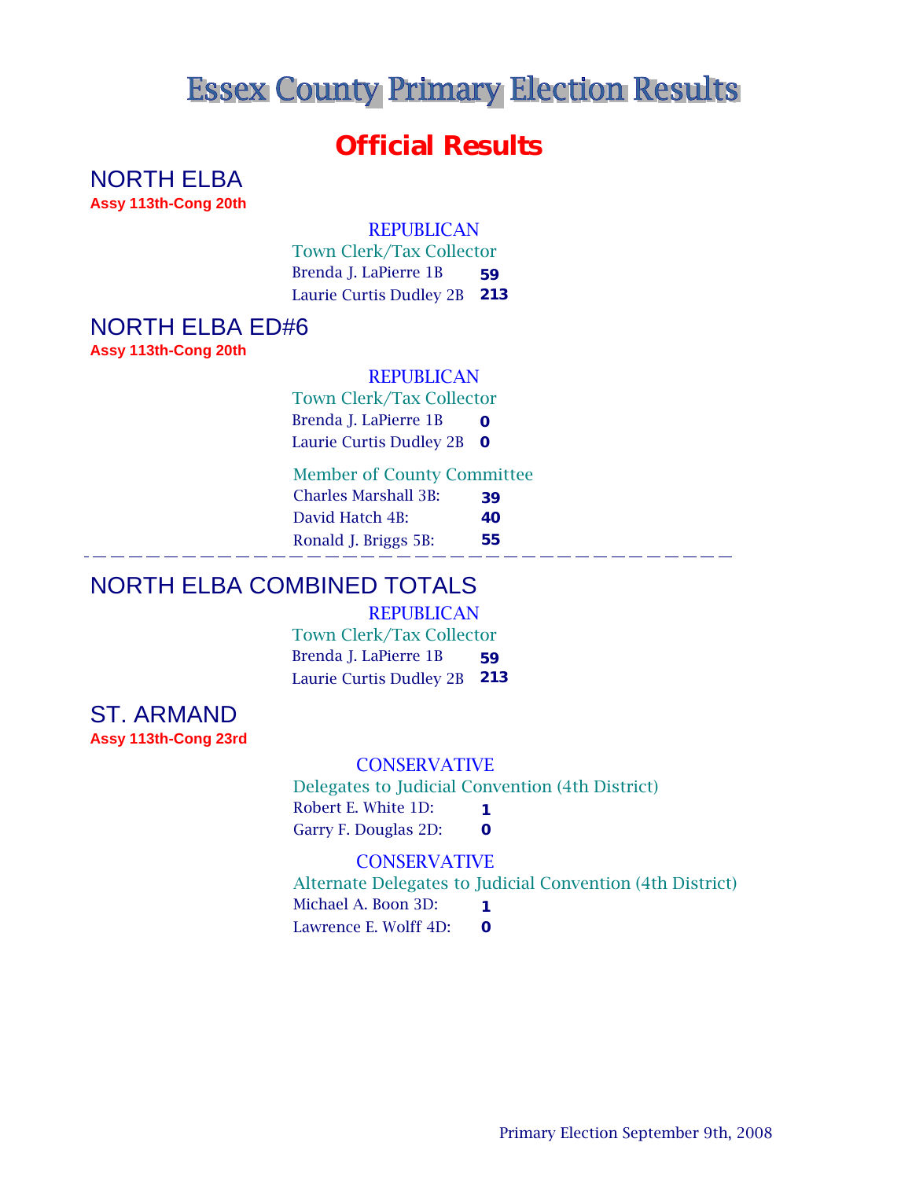# Essex County Primary Election Results

## Official Results

### NORTH ELBA

**Assy 113th-Cong 20th**

REPUBLICAN

Town Clerk/Tax Collector

| | |
|---|---|
| Brenda J. LaPierre 1B | **59** |
| Laurie Curtis Dudley 2B | **213** |

### NORTH ELBA ED#6

**Assy 113th-Cong 20th**

REPUBLICAN

Town Clerk/Tax Collector

| | |
|---|---|
| Brenda J. LaPierre 1B | **0** |
| Laurie Curtis Dudley 2B | **0** |

Member of County Committee

| | |
|---|---|
| Charles Marshall 3B: | **39** |
| David Hatch 4B: | **40** |
| Ronald J. Briggs 5B: | **55** |

---

### NORTH ELBA COMBINED TOTALS

REPUBLICAN

Town Clerk/Tax Collector

| | |
|---|---|
| Brenda J. LaPierre 1B | **59** |
| Laurie Curtis Dudley 2B | **213** |

### ST. ARMAND

**Assy 113th-Cong 23rd**

CONSERVATIVE

Delegates to Judicial Convention (4th District)

| | |
|---|---|
| Robert E. White 1D: | **1** |
| Garry F. Douglas 2D: | **0** |

CONSERVATIVE

Alternate Delegates to Judicial Convention (4th District)

| | |
|---|---|
| Michael A. Boon 3D: | **1** |
| Lawrence E. Wolff 4D: | **0** |

Primary Election September 9th, 2008